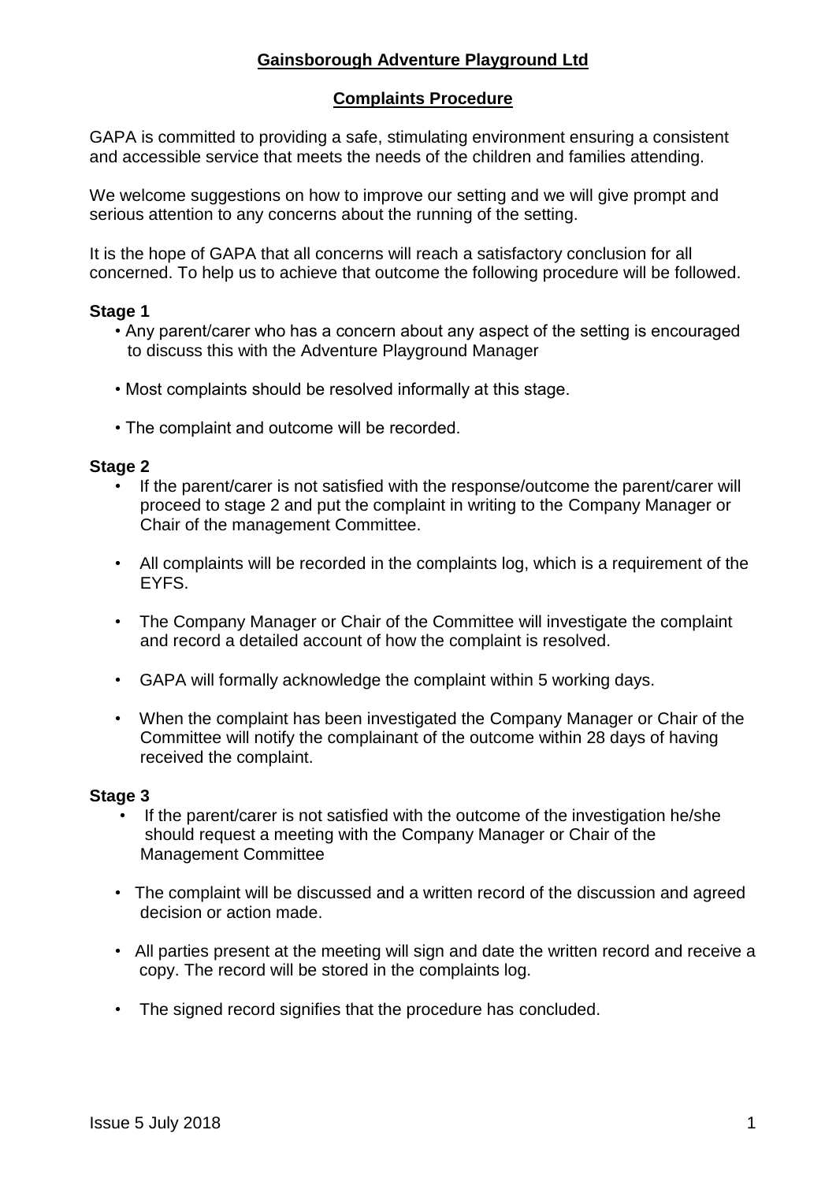# **Gainsborough Adventure Playground Ltd**

## **Complaints Procedure**

GAPA is committed to providing a safe, stimulating environment ensuring a consistent and accessible service that meets the needs of the children and families attending.

We welcome suggestions on how to improve our setting and we will give prompt and serious attention to any concerns about the running of the setting.

It is the hope of GAPA that all concerns will reach a satisfactory conclusion for all concerned. To help us to achieve that outcome the following procedure will be followed.

### **Stage 1**

- Any parent/carer who has a concern about any aspect of the setting is encouraged to discuss this with the Adventure Playground Manager
- Most complaints should be resolved informally at this stage.
- The complaint and outcome will be recorded.

### **Stage 2**

- If the parent/carer is not satisfied with the response/outcome the parent/carer will proceed to stage 2 and put the complaint in writing to the Company Manager or Chair of the management Committee.
- All complaints will be recorded in the complaints log, which is a requirement of the EYFS.
- The Company Manager or Chair of the Committee will investigate the complaint and record a detailed account of how the complaint is resolved.
- GAPA will formally acknowledge the complaint within 5 working days.
- When the complaint has been investigated the Company Manager or Chair of the Committee will notify the complainant of the outcome within 28 days of having received the complaint.

### **Stage 3**

- If the parent/carer is not satisfied with the outcome of the investigation he/she should request a meeting with the Company Manager or Chair of the Management Committee
- The complaint will be discussed and a written record of the discussion and agreed decision or action made.
- All parties present at the meeting will sign and date the written record and receive a copy. The record will be stored in the complaints log.
- The signed record signifies that the procedure has concluded.

Issue 5 July 2018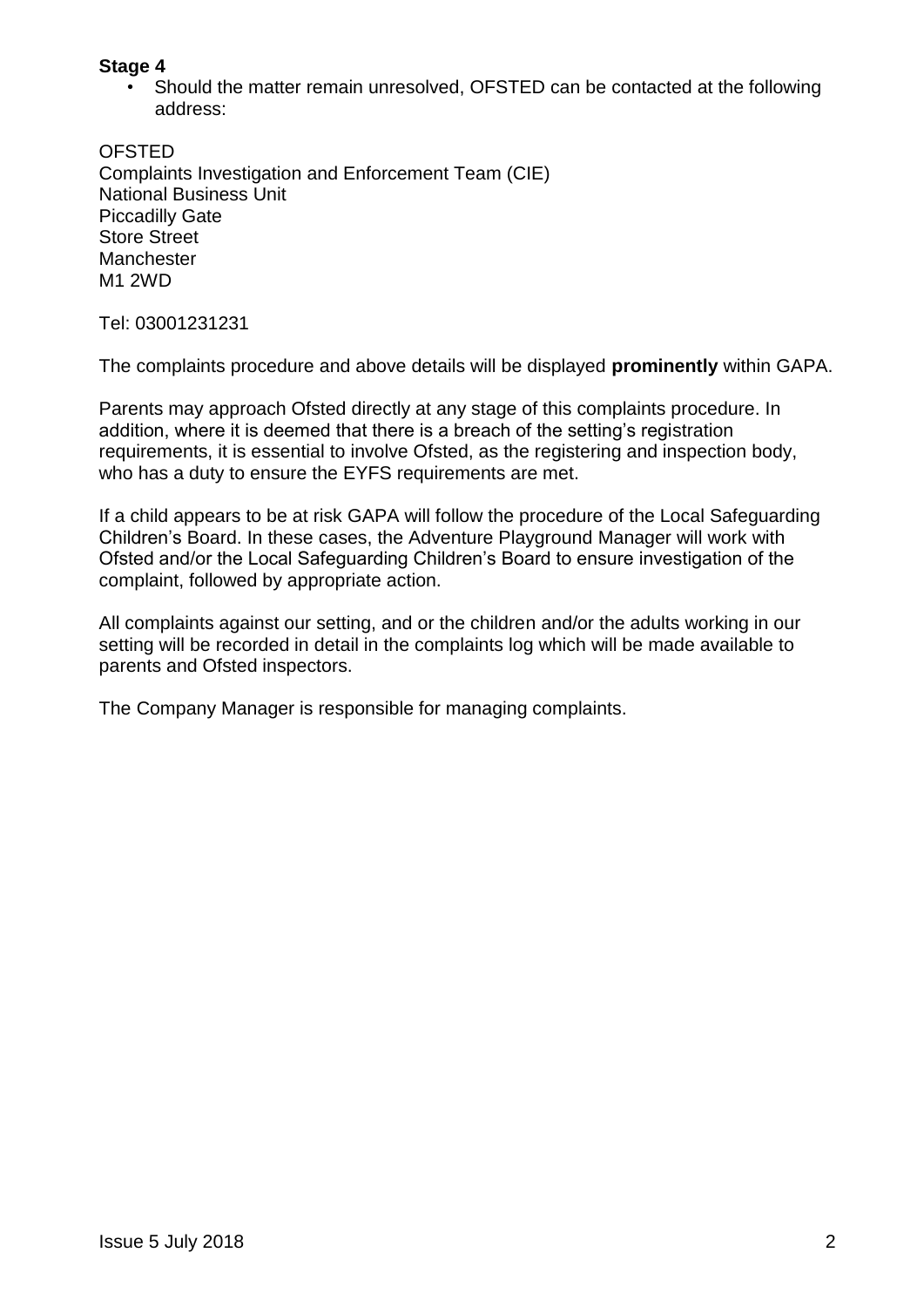**Stage 4**

- Should the matter remain unresolved, OFSTED can be contacted at the following address:

OFSTED
Complaints Investigation and Enforcement Team (CIE)
National Business Unit
Piccadilly Gate
Store Street
Manchester
M1 2WD

Tel: 03001231231

The complaints procedure and above details will be displayed **prominently** within GAPA.

Parents may approach Ofsted directly at any stage of this complaints procedure. In addition, where it is deemed that there is a breach of the setting's registration requirements, it is essential to involve Ofsted, as the registering and inspection body, who has a duty to ensure the EYFS requirements are met.

If a child appears to be at risk GAPA will follow the procedure of the Local Safeguarding Children's Board. In these cases, the Adventure Playground Manager will work with Ofsted and/or the Local Safeguarding Children's Board to ensure investigation of the complaint, followed by appropriate action.

All complaints against our setting, and or the children and/or the adults working in our setting will be recorded in detail in the complaints log which will be made available to parents and Ofsted inspectors.

The Company Manager is responsible for managing complaints.

Issue 5 July 2018